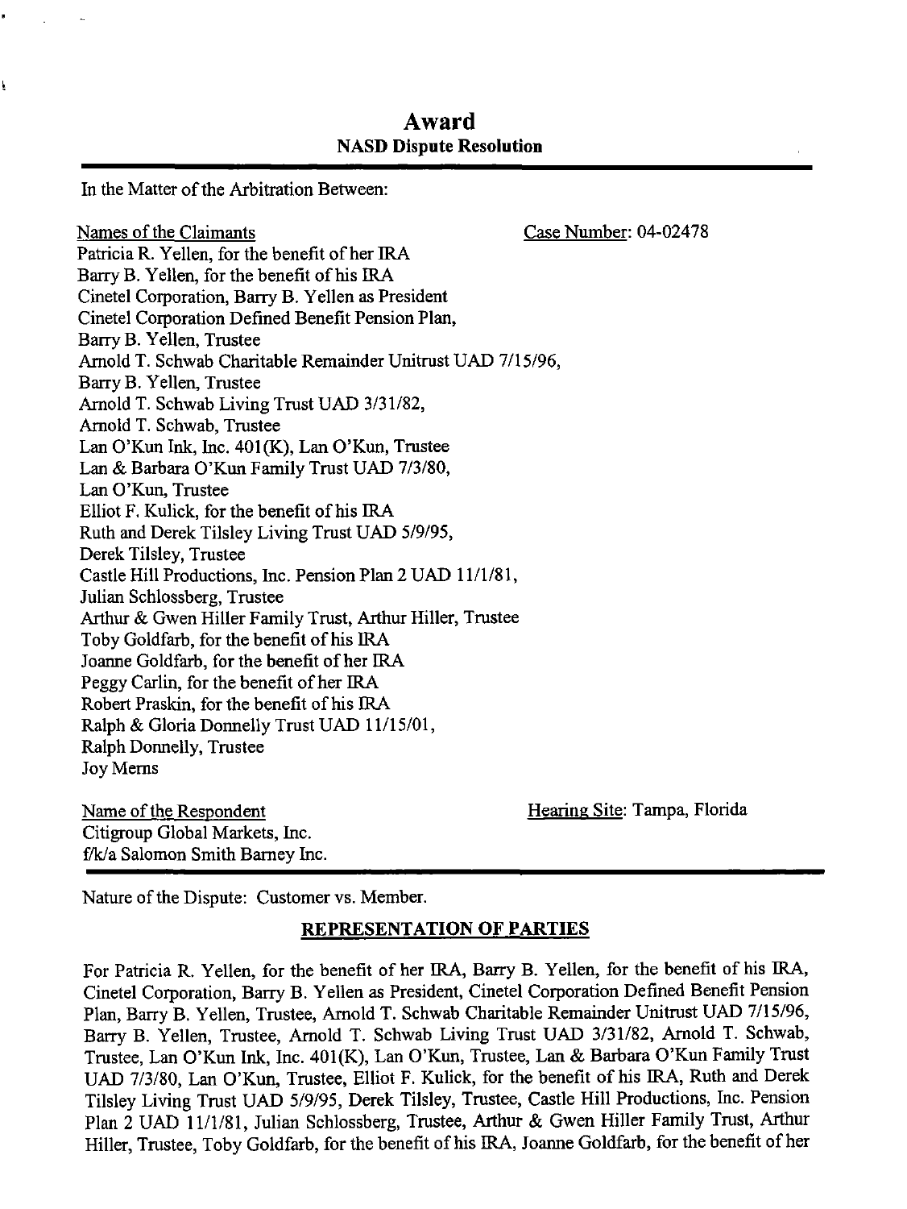# Award

## NASD Dispute Resolution

In the Matter of the Arbitration Between:

Names of the Claimants

Case Number: 04-02478

Patricia R. Yellen, for the benefit of her IRA
Barry B. Yellen, for the benefit of his IRA
Cinetel Corporation, Barry B. Yellen as President
Cinetel Corporation Defined Benefit Pension Plan,
Barry B. Yellen, Trustee
Arnold T. Schwab Charitable Remainder Unitrust UAD 7/15/96,
Barry B. Yellen, Trustee
Arnold T. Schwab Living Trust UAD 3/31/82,
Arnold T. Schwab, Trustee
Lan O'Kun Ink, Inc. 401(K), Lan O'Kun, Trustee
Lan & Barbara O'Kun Family Trust UAD 7/3/80,
Lan O'Kun, Trustee
Elliot F. Kulick, for the benefit of his IRA
Ruth and Derek Tilsley Living Trust UAD 5/9/95,
Derek Tilsley, Trustee
Castle Hill Productions, Inc. Pension Plan 2 UAD 11/1/81,
Julian Schlossberg, Trustee
Arthur & Gwen Hiller Family Trust, Arthur Hiller, Trustee
Toby Goldfarb, for the benefit of his IRA
Joanne Goldfarb, for the benefit of her IRA
Peggy Carlin, for the benefit of her IRA
Robert Praskin, for the benefit of his IRA
Ralph & Gloria Donnelly Trust UAD 11/15/01,
Ralph Donnelly, Trustee
Joy Merns

Name of the Respondent

Hearing Site: Tampa, Florida

Citigroup Global Markets, Inc.
f/k/a Salomon Smith Barney Inc.

Nature of the Dispute: Customer vs. Member.

## REPRESENTATION OF PARTIES

For Patricia R. Yellen, for the benefit of her IRA, Barry B. Yellen, for the benefit of his IRA, Cinetel Corporation, Barry B. Yellen as President, Cinetel Corporation Defined Benefit Pension Plan, Barry B. Yellen, Trustee, Arnold T. Schwab Charitable Remainder Unitrust UAD 7/15/96, Barry B. Yellen, Trustee, Arnold T. Schwab Living Trust UAD 3/31/82, Arnold T. Schwab, Trustee, Lan O'Kun Ink, Inc. 401(K), Lan O'Kun, Trustee, Lan & Barbara O'Kun Family Trust UAD 7/3/80, Lan O'Kun, Trustee, Elliot F. Kulick, for the benefit of his IRA, Ruth and Derek Tilsley Living Trust UAD 5/9/95, Derek Tilsley, Trustee, Castle Hill Productions, Inc. Pension Plan 2 UAD 11/1/81, Julian Schlossberg, Trustee, Arthur & Gwen Hiller Family Trust, Arthur Hiller, Trustee, Toby Goldfarb, for the benefit of his IRA, Joanne Goldfarb, for the benefit of her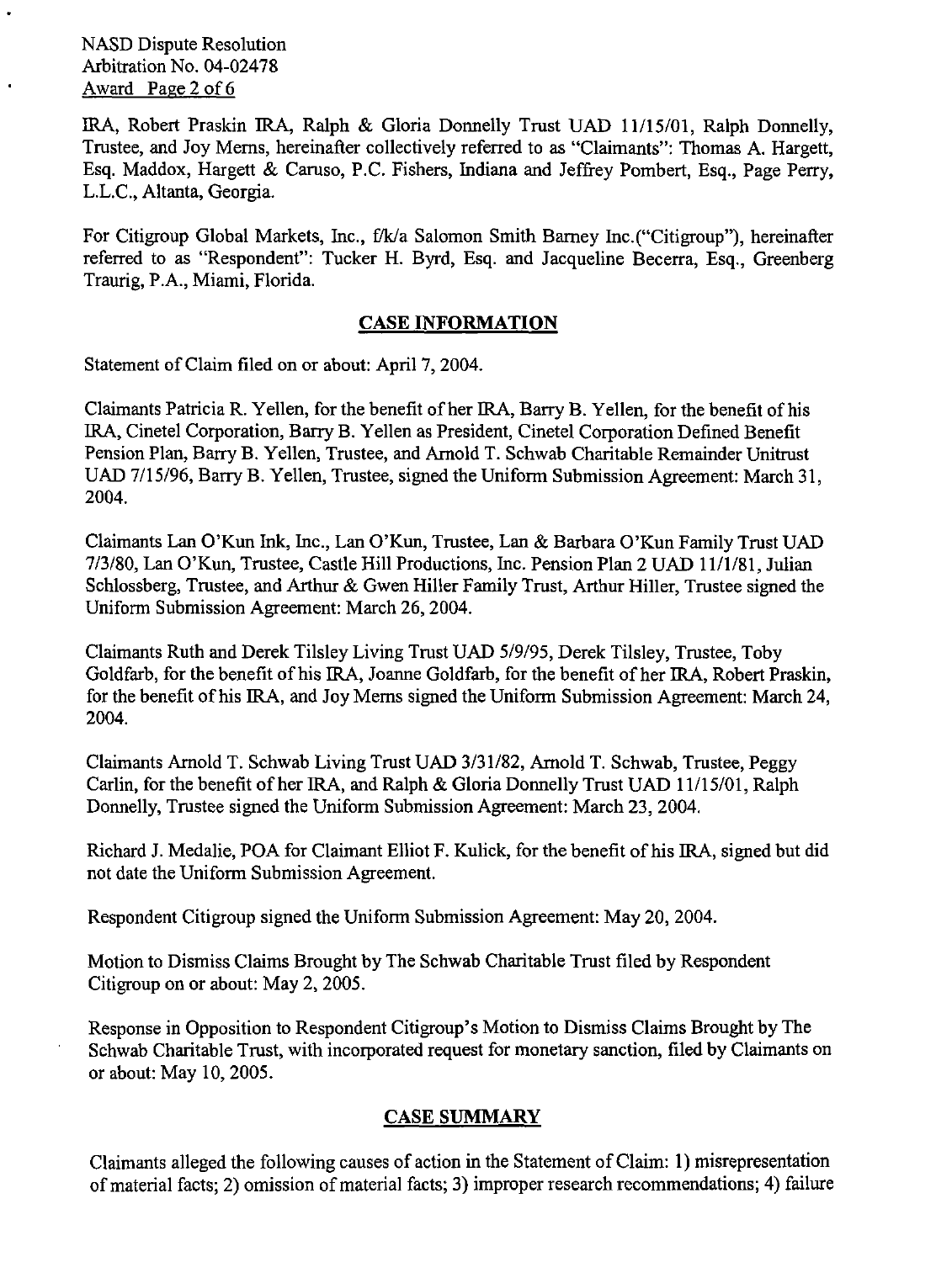IRA, Robert Praskin IRA, Ralph & Gloria Donnelly Trust UAD 11/15/01, Ralph Donnelly, Trustee, and Joy Merns, hereinafter collectively referred to as "Claimants": Thomas A. Hargett, Esq. Maddox, Hargett & Caruso, P.C. Fishers, Indiana and Jeffrey Pombert, Esq., Page Perry, L.L.C., Altanta, Georgia.

For Citigroup Global Markets, Inc., f/k/a Salomon Smith Barney Inc.("Citigroup"), hereinafter referred to as "Respondent": Tucker H. Byrd, Esq. and Jacqueline Becerra, Esq., Greenberg Traurig, P.A., Miami, Florida.

## CASE INFORMATION

Statement of Claim filed on or about: April 7, 2004.

Claimants Patricia R. Yellen, for the benefit of her IRA, Barry B. Yellen, for the benefit of his IRA, Cinetel Corporation, Barry B. Yellen as President, Cinetel Corporation Defined Benefit Pension Plan, Barry B. Yellen, Trustee, and Arnold T. Schwab Charitable Remainder Unitrust UAD 7/15/96, Barry B. Yellen, Trustee, signed the Uniform Submission Agreement: March 31, 2004.

Claimants Lan O'Kun Ink, Inc., Lan O'Kun, Trustee, Lan & Barbara O'Kun Family Trust UAD 7/3/80, Lan O'Kun, Trustee, Castle Hill Productions, Inc. Pension Plan 2 UAD 11/1/81, Julian Schlossberg, Trustee, and Arthur & Gwen Hiller Family Trust, Arthur Hiller, Trustee signed the Uniform Submission Agreement: March 26, 2004.

Claimants Ruth and Derek Tilsley Living Trust UAD 5/9/95, Derek Tilsley, Trustee, Toby Goldfarb, for the benefit of his IRA, Joanne Goldfarb, for the benefit of her IRA, Robert Praskin, for the benefit of his IRA, and Joy Merns signed the Uniform Submission Agreement: March 24, 2004.

Claimants Arnold T. Schwab Living Trust UAD 3/31/82, Arnold T. Schwab, Trustee, Peggy Carlin, for the benefit of her IRA, and Ralph & Gloria Donnelly Trust UAD 11/15/01, Ralph Donnelly, Trustee signed the Uniform Submission Agreement: March 23, 2004.

Richard J. Medalie, POA for Claimant Elliot F. Kulick, for the benefit of his IRA, signed but did not date the Uniform Submission Agreement.

Respondent Citigroup signed the Uniform Submission Agreement: May 20, 2004.

Motion to Dismiss Claims Brought by The Schwab Charitable Trust filed by Respondent Citigroup on or about: May 2, 2005.

Response in Opposition to Respondent Citigroup's Motion to Dismiss Claims Brought by The Schwab Charitable Trust, with incorporated request for monetary sanction, filed by Claimants on or about: May 10, 2005.

## CASE SUMMARY

Claimants alleged the following causes of action in the Statement of Claim: 1) misrepresentation of material facts; 2) omission of material facts; 3) improper research recommendations; 4) failure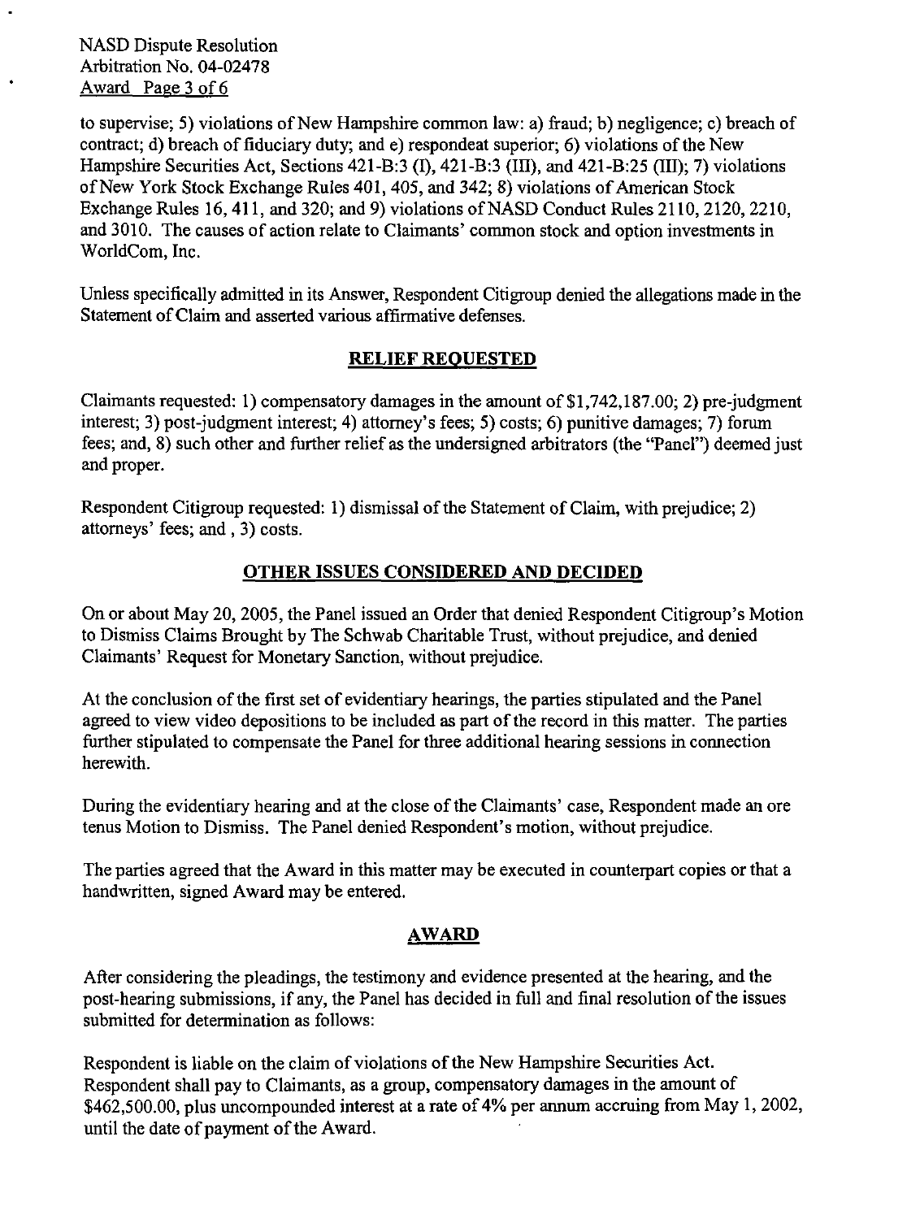to supervise; 5) violations of New Hampshire common law: a) fraud; b) negligence; c) breach of contract; d) breach of fiduciary duty; and e) respondeat superior; 6) violations of the New Hampshire Securities Act, Sections 421-B:3 (I), 421-B:3 (III), and 421-B:25 (III); 7) violations of New York Stock Exchange Rules 401, 405, and 342; 8) violations of American Stock Exchange Rules 16, 411, and 320; and 9) violations of NASD Conduct Rules 2110, 2120, 2210, and 3010. The causes of action relate to Claimants' common stock and option investments in WorldCom, Inc.

Unless specifically admitted in its Answer, Respondent Citigroup denied the allegations made in the Statement of Claim and asserted various affirmative defenses.

## RELIEF REQUESTED

Claimants requested: 1) compensatory damages in the amount of $1,742,187.00; 2) pre-judgment interest; 3) post-judgment interest; 4) attorney's fees; 5) costs; 6) punitive damages; 7) forum fees; and, 8) such other and further relief as the undersigned arbitrators (the "Panel") deemed just and proper.

Respondent Citigroup requested: 1) dismissal of the Statement of Claim, with prejudice; 2) attorneys' fees; and , 3) costs.

## OTHER ISSUES CONSIDERED AND DECIDED

On or about May 20, 2005, the Panel issued an Order that denied Respondent Citigroup's Motion to Dismiss Claims Brought by The Schwab Charitable Trust, without prejudice, and denied Claimants' Request for Monetary Sanction, without prejudice.

At the conclusion of the first set of evidentiary hearings, the parties stipulated and the Panel agreed to view video depositions to be included as part of the record in this matter. The parties further stipulated to compensate the Panel for three additional hearing sessions in connection herewith.

During the evidentiary hearing and at the close of the Claimants' case, Respondent made an ore tenus Motion to Dismiss. The Panel denied Respondent's motion, without prejudice.

The parties agreed that the Award in this matter may be executed in counterpart copies or that a handwritten, signed Award may be entered.

## AWARD

After considering the pleadings, the testimony and evidence presented at the hearing, and the post-hearing submissions, if any, the Panel has decided in full and final resolution of the issues submitted for determination as follows:

Respondent is liable on the claim of violations of the New Hampshire Securities Act. Respondent shall pay to Claimants, as a group, compensatory damages in the amount of $462,500.00, plus uncompounded interest at a rate of 4% per annum accruing from May 1, 2002, until the date of payment of the Award.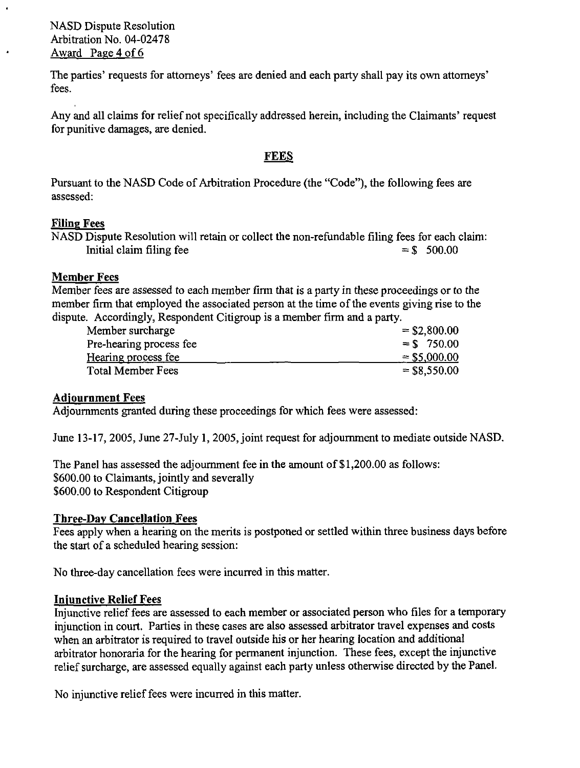The parties' requests for attorneys' fees are denied and each party shall pay its own attorneys' fees.

Any and all claims for relief not specifically addressed herein, including the Claimants' request for punitive damages, are denied.

## FEES

Pursuant to the NASD Code of Arbitration Procedure (the "Code"), the following fees are assessed:

### Filing Fees

NASD Dispute Resolution will retain or collect the non-refundable filing fees for each claim:

| | |
|---|---|
| Initial claim filing fee | = $ 500.00 |

### Member Fees

Member fees are assessed to each member firm that is a party in these proceedings or to the member firm that employed the associated person at the time of the events giving rise to the dispute. Accordingly, Respondent Citigroup is a member firm and a party.

| | |
|---|---|
| Member surcharge | = $2,800.00 |
| Pre-hearing process fee | = $ 750.00 |
| Hearing process fee | = $5,000.00 |
| Total Member Fees | = $8,550.00 |

### Adjournment Fees

Adjournments granted during these proceedings for which fees were assessed:

June 13-17, 2005, June 27-July 1, 2005, joint request for adjournment to mediate outside NASD.

The Panel has assessed the adjournment fee in the amount of $1,200.00 as follows:
$600.00 to Claimants, jointly and severally
$600.00 to Respondent Citigroup

### Three-Day Cancellation Fees

Fees apply when a hearing on the merits is postponed or settled within three business days before the start of a scheduled hearing session:

No three-day cancellation fees were incurred in this matter.

### Injunctive Relief Fees

Injunctive relief fees are assessed to each member or associated person who files for a temporary injunction in court. Parties in these cases are also assessed arbitrator travel expenses and costs when an arbitrator is required to travel outside his or her hearing location and additional arbitrator honoraria for the hearing for permanent injunction. These fees, except the injunctive relief surcharge, are assessed equally against each party unless otherwise directed by the Panel.

No injunctive relief fees were incurred in this matter.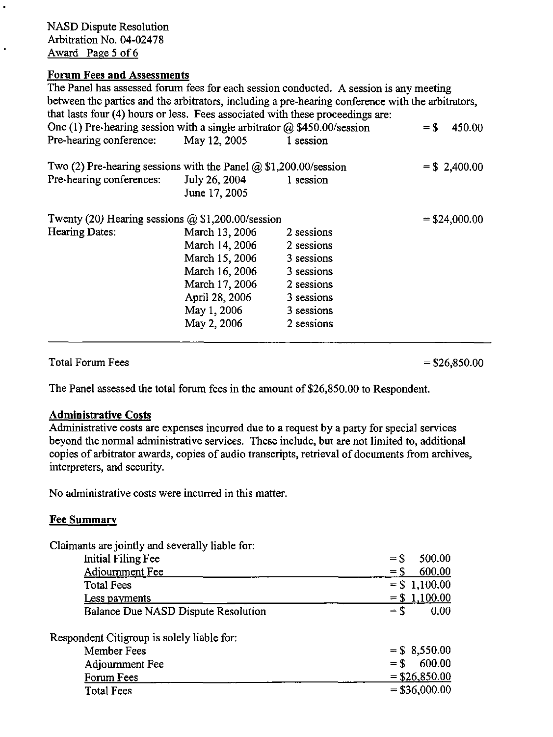## Forum Fees and Assessments

The Panel has assessed forum fees for each session conducted. A session is any meeting between the parties and the arbitrators, including a pre-hearing conference with the arbitrators, that lasts four (4) hours or less. Fees associated with these proceedings are:

| | | | |
|---|---|---|---|
| One (1) Pre-hearing session with a single arbitrator @ $450.00/session | | | = $ 450.00 |
| Pre-hearing conference: | May 12, 2005 | 1 session | |
| Two (2) Pre-hearing sessions with the Panel @ $1,200.00/session | | | = $ 2,400.00 |
| Pre-hearing conferences: | July 26, 2004 | 1 session | |
| | June 17, 2005 | | |
| Twenty (20) Hearing sessions @ $1,200.00/session | | | = $24,000.00 |
| Hearing Dates: | March 13, 2006 | 2 sessions | |
| | March 14, 2006 | 2 sessions | |
| | March 15, 2006 | 3 sessions | |
| | March 16, 2006 | 3 sessions | |
| | March 17, 2006 | 2 sessions | |
| | April 28, 2006 | 3 sessions | |
| | May 1, 2006 | 3 sessions | |
| | May 2, 2006 | 2 sessions | |
| Total Forum Fees | | | = $26,850.00 |

The Panel assessed the total forum fees in the amount of $26,850.00 to Respondent.

## Administrative Costs

Administrative costs are expenses incurred due to a request by a party for special services beyond the normal administrative services. These include, but are not limited to, additional copies of arbitrator awards, copies of audio transcripts, retrieval of documents from archives, interpreters, and security.

No administrative costs were incurred in this matter.

## Fee Summary

Claimants are jointly and severally liable for:

| | |
|---|---|
| Initial Filing Fee | = $ 500.00 |
| Adjournment Fee | = $ 600.00 |
| Total Fees | = $ 1,100.00 |
| Less payments | = $ 1,100.00 |
| Balance Due NASD Dispute Resolution | = $ 0.00 |

Respondent Citigroup is solely liable for:

| | |
|---|---|
| Member Fees | = $ 8,550.00 |
| Adjournment Fee | = $ 600.00 |
| Forum Fees | = $26,850.00 |
| Total Fees | = $36,000.00 |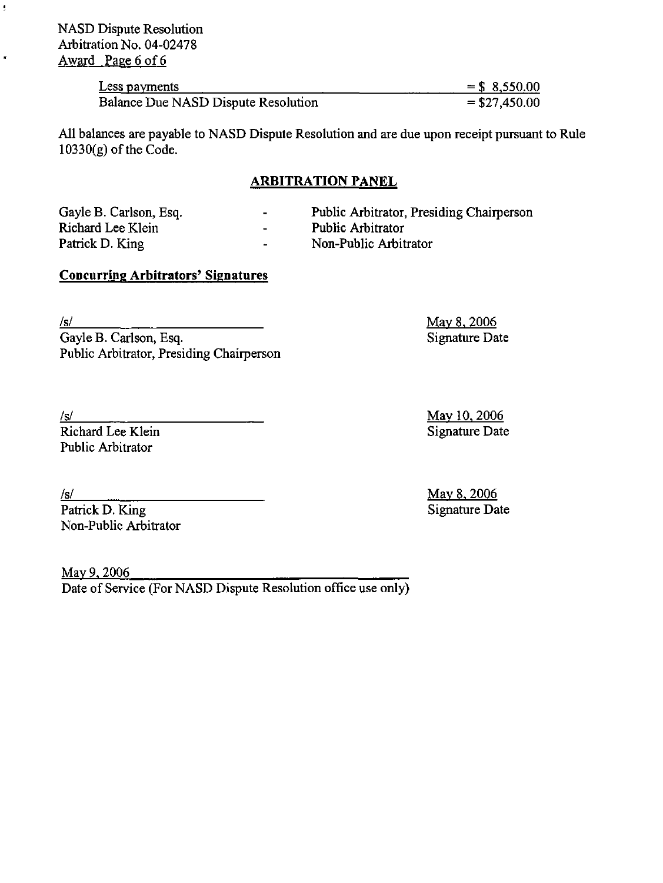| Less payments | = $ 8,550.00 |
| --- | --- |
| Balance Due NASD Dispute Resolution | = $27,450.00 |

All balances are payable to NASD Dispute Resolution and are due upon receipt pursuant to Rule 10330(g) of the Code.

## ARBITRATION PANEL

| | | |
| --- | --- | --- |
| Gayle B. Carlson, Esq. | - | Public Arbitrator, Presiding Chairperson |
| Richard Lee Klein | - | Public Arbitrator |
| Patrick D. King | - | Non-Public Arbitrator |

**Concurring Arbitrators' Signatures**

/s/
Gayle B. Carlson, Esq.
Public Arbitrator, Presiding Chairperson

May 8, 2006
Signature Date

/s/
Richard Lee Klein
Public Arbitrator

May 10, 2006
Signature Date

/s/
Patrick D. King
Non-Public Arbitrator

May 8, 2006
Signature Date

May 9, 2006
Date of Service (For NASD Dispute Resolution office use only)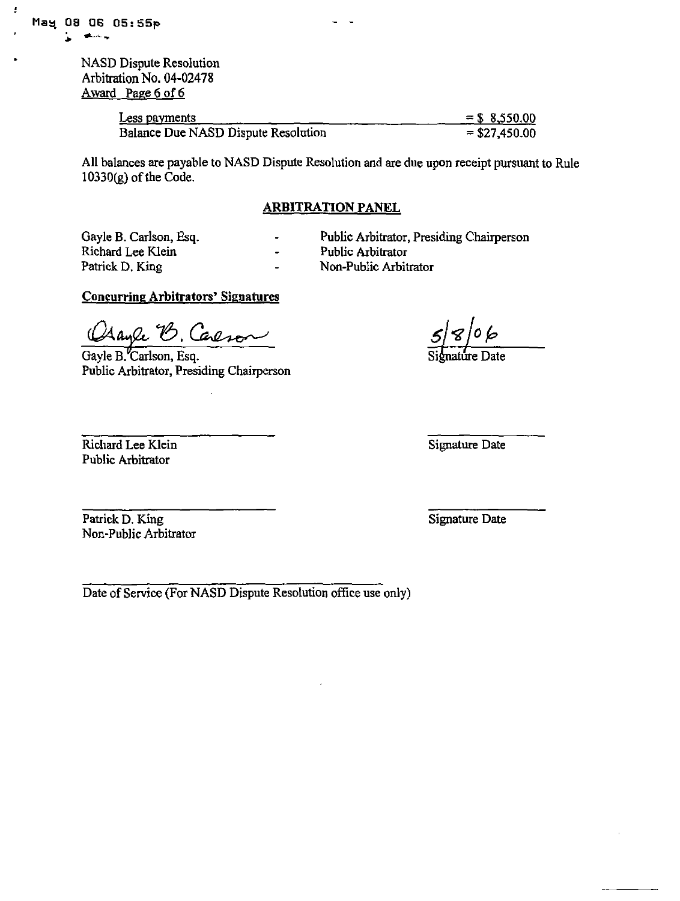NASD Dispute Resolution
Arbitration No. 04-02478
Award Page 6 of 6

| Less payments | = $ 8,550.00 |
|---|---|
| Balance Due NASD Dispute Resolution | = $27,450.00 |

All balances are payable to NASD Dispute Resolution and are due upon receipt pursuant to Rule 10330(g) of the Code.

## ARBITRATION PANEL

| | | |
|---|---|---|
| Gayle B. Carlson, Esq. | - | Public Arbitrator, Presiding Chairperson |
| Richard Lee Klein | - | Public Arbitrator |
| Patrick D. King | - | Non-Public Arbitrator |

**Concurring Arbitrators' Signatures**

Gayle B. Carlson

Gayle B. Carlson, Esq.
Public Arbitrator, Presiding Chairperson

5/8/06
Signature Date

Richard Lee Klein
Public Arbitrator

Signature Date

Patrick D. King
Non-Public Arbitrator

Signature Date

Date of Service (For NASD Dispute Resolution office use only)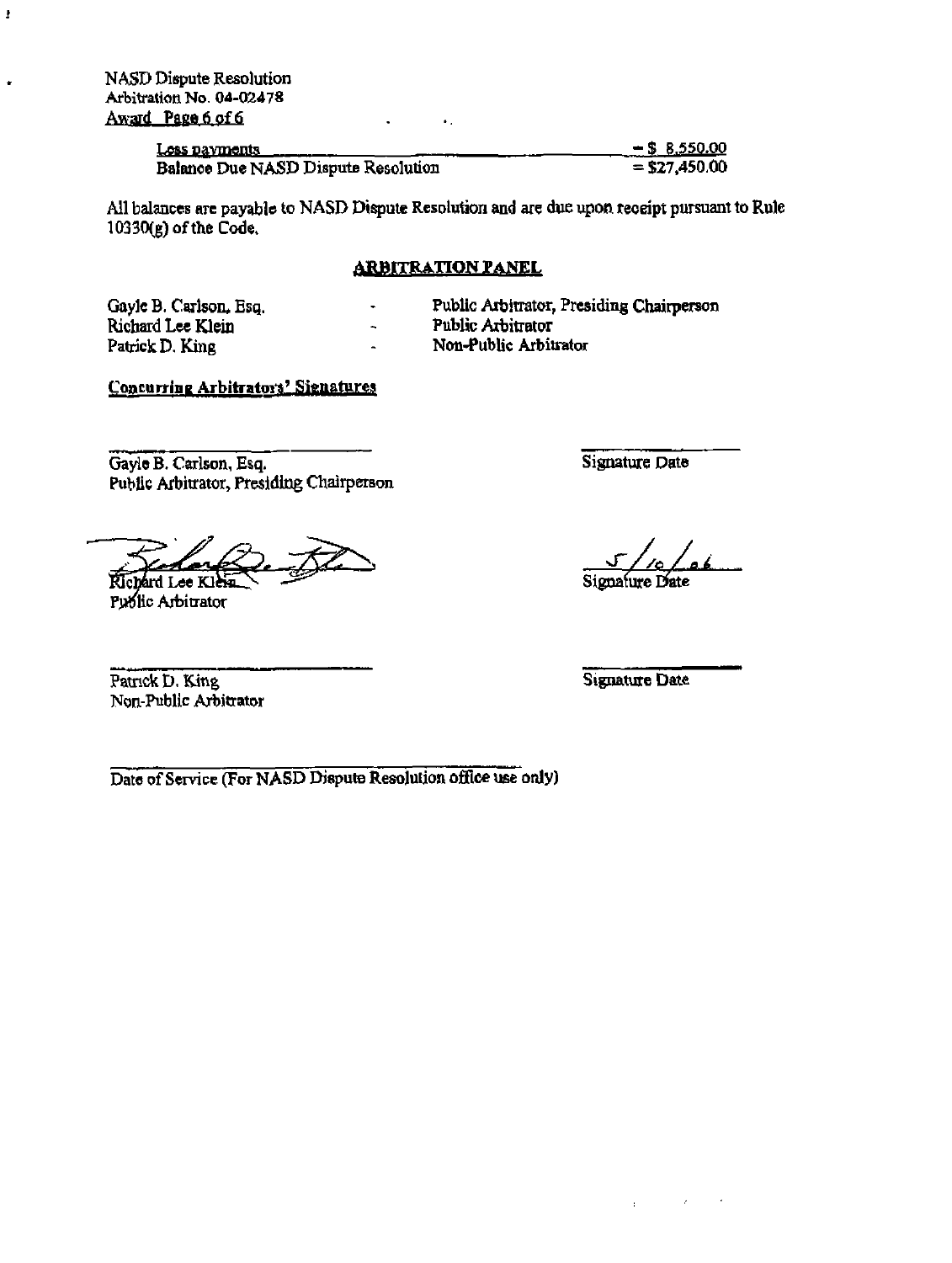| Less payments | = $ 8,550.00 |
| --- | --- |
| Balance Due NASD Dispute Resolution | = $27,450.00 |

All balances are payable to NASD Dispute Resolution and are due upon receipt pursuant to Rule 10330(g) of the Code.

## ARBITRATION PANEL

| | | |
| --- | --- | --- |
| Gayle B. Carlson, Esq. | - | Public Arbitrator, Presiding Chairperson |
| Richard Lee Klein | - | Public Arbitrator |
| Patrick D. King | - | Non-Public Arbitrator |

**Concurring Arbitrators' Signatures**

Gayle B. Carlson, Esq.
Public Arbitrator, Presiding Chairperson

Signature Date

Richard Lee Klein
Public Arbitrator

5/10/06
Signature Date

Patrick D. King
Non-Public Arbitrator

Signature Date

Date of Service (For NASD Dispute Resolution office use only)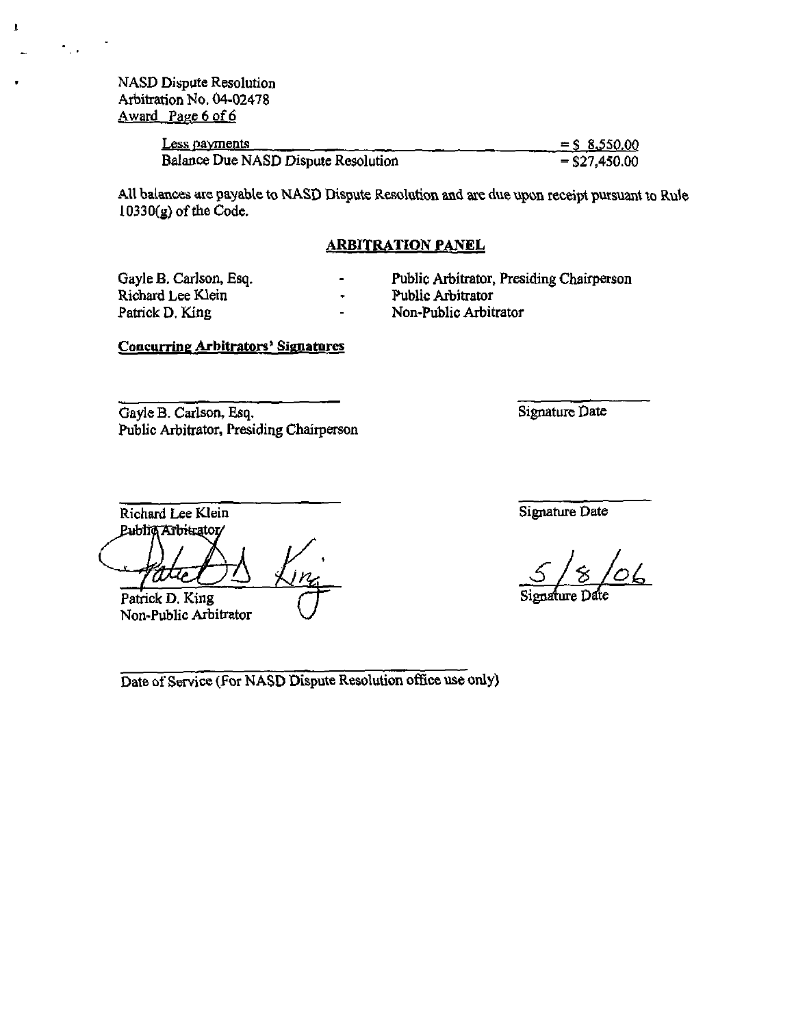NASD Dispute Resolution
Arbitration No. 04-02478

| | |
|---|---|
| Less payments | = $ 8,550.00 |
| Balance Due NASD Dispute Resolution | = $27,450.00 |

All balances are payable to NASD Dispute Resolution and are due upon receipt pursuant to Rule 10330(g) of the Code.

## ARBITRATION PANEL

| | | |
|---|---|---|
| Gayle B. Carlson, Esq. | - | Public Arbitrator, Presiding Chairperson |
| Richard Lee Klein | - | Public Arbitrator |
| Patrick D. King | - | Non-Public Arbitrator |

**Concurring Arbitrators' Signatures**

Gayle B. Carlson, Esq.
Public Arbitrator, Presiding Chairperson

Signature Date

Richard Lee Klein
Public Arbitrator

Signature Date

Patrick D. King
Non-Public Arbitrator

5/8/06
Signature Date

Date of Service (For NASD Dispute Resolution office use only)